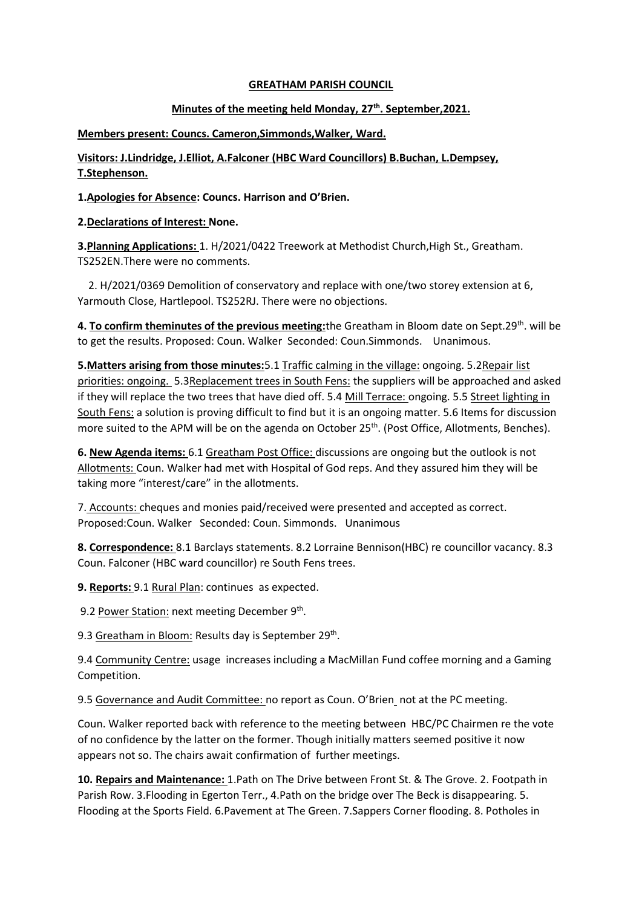**GREATHAM PARISH COUNCIL**

**Minutes of the meeting held Monday, 27th. September,2021.**

**Members present: Councs. Cameron,Simmonds,Walker, Ward.**

**Visitors: J.Lindridge, J.Elliot, A.Falconer (HBC Ward Councillors) B.Buchan, L.Dempsey, T.Stephenson.**

**1.Apologies for Absence: Councs. Harrison and O'Brien.**

**2.Declarations of Interest: None.**

**3.Planning Applications:** 1. H/2021/0422 Treework at Methodist Church,High St., Greatham. TS252EN.There were no comments.

2. H/2021/0369 Demolition of conservatory and replace with one/two storey extension at 6, Yarmouth Close, Hartlepool. TS252RJ. There were no objections.

**4. To confirm theminutes of the previous meeting:**the Greatham in Bloom date on Sept.29th. will be to get the results. Proposed: Coun. Walker Seconded: Coun.Simmonds. Unanimous.

**5.Matters arising from those minutes:**5.1 Traffic calming in the village: ongoing. 5.2Repair list priorities: ongoing. 5.3Replacement trees in South Fens: the suppliers will be approached and asked if they will replace the two trees that have died off. 5.4 Mill Terrace: ongoing. 5.5 Street lighting in South Fens: a solution is proving difficult to find but it is an ongoing matter. 5.6 Items for discussion more suited to the APM will be on the agenda on October 25th. (Post Office, Allotments, Benches).

**6. New Agenda items:** 6.1 Greatham Post Office: discussions are ongoing but the outlook is not Allotments: Coun. Walker had met with Hospital of God reps. And they assured him they will be taking more "interest/care" in the allotments.

7. Accounts: cheques and monies paid/received were presented and accepted as correct. Proposed:Coun. Walker Seconded: Coun. Simmonds. Unanimous

**8. Correspondence:** 8.1 Barclays statements. 8.2 Lorraine Bennison(HBC) re councillor vacancy. 8.3 Coun. Falconer (HBC ward councillor) re South Fens trees.

**9. Reports:** 9.1 Rural Plan: continues as expected.

9.2 Power Station: next meeting December 9th.

9.3 Greatham in Bloom: Results day is September 29th.

9.4 Community Centre: usage increases including a MacMillan Fund coffee morning and a Gaming Competition.

9.5 Governance and Audit Committee: no report as Coun. O'Brien not at the PC meeting.

Coun. Walker reported back with reference to the meeting between HBC/PC Chairmen re the vote of no confidence by the latter on the former. Though initially matters seemed positive it now appears not so. The chairs await confirmation of further meetings.

**10. Repairs and Maintenance:** 1.Path on The Drive between Front St. & The Grove. 2. Footpath in Parish Row. 3.Flooding in Egerton Terr., 4.Path on the bridge over The Beck is disappearing. 5. Flooding at the Sports Field. 6.Pavement at The Green. 7.Sappers Corner flooding. 8. Potholes in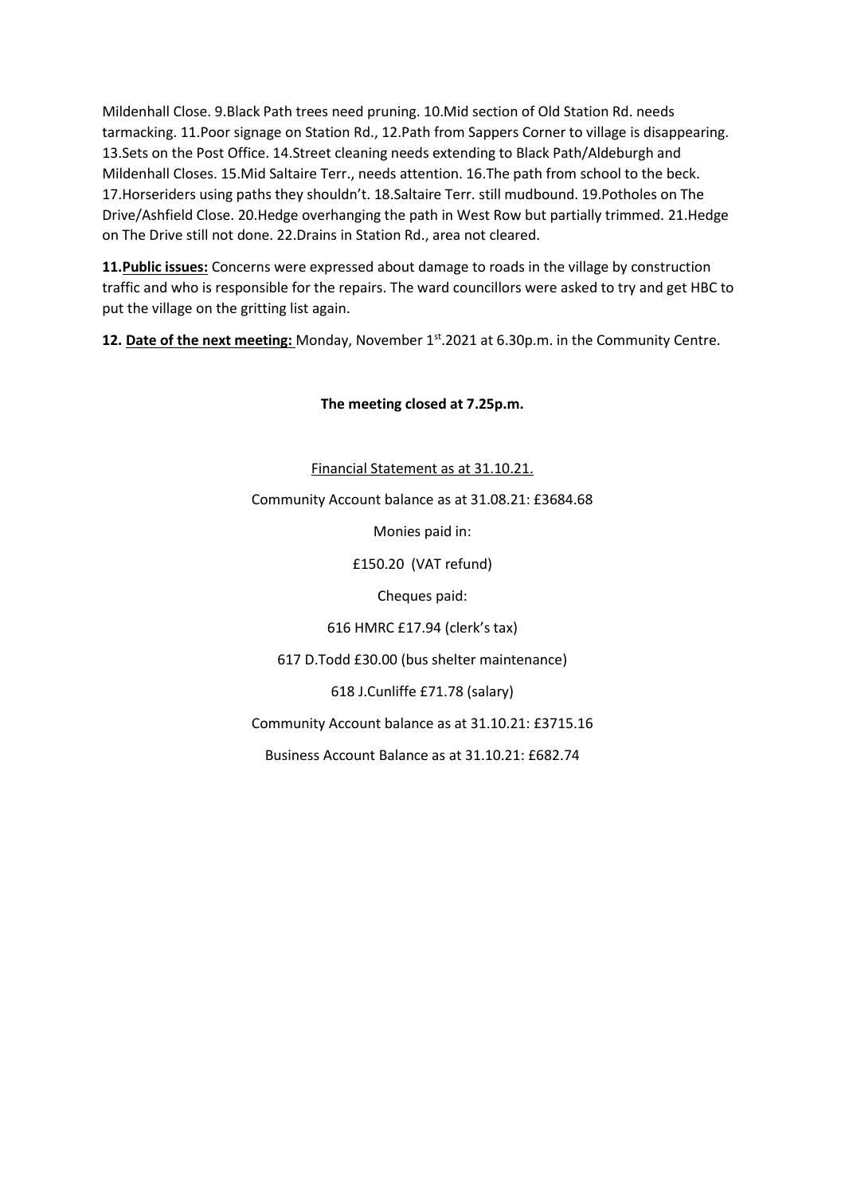Mildenhall Close. 9.Black Path trees need pruning. 10.Mid section of Old Station Rd. needs tarmacking. 11.Poor signage on Station Rd., 12.Path from Sappers Corner to village is disappearing. 13.Sets on the Post Office. 14.Street cleaning needs extending to Black Path/Aldeburgh and Mildenhall Closes. 15.Mid Saltaire Terr., needs attention. 16.The path from school to the beck. 17.Horseriders using paths they shouldn't. 18.Saltaire Terr. still mudbound. 19.Potholes on The Drive/Ashfield Close. 20.Hedge overhanging the path in West Row but partially trimmed. 21.Hedge on The Drive still not done. 22.Drains in Station Rd., area not cleared.

**11.Public issues:** Concerns were expressed about damage to roads in the village by construction traffic and who is responsible for the repairs. The ward councillors were asked to try and get HBC to put the village on the gritting list again.

**12. Date of the next meeting:** Monday, November 1st.2021 at 6.30p.m. in the Community Centre.

**The meeting closed at 7.25p.m.**

Financial Statement as at 31.10.21.

Community Account balance as at 31.08.21: £3684.68

Monies paid in:

£150.20 (VAT refund)

Cheques paid:

616 HMRC £17.94 (clerk's tax)

617 D.Todd £30.00 (bus shelter maintenance)

618 J.Cunliffe £71.78 (salary)

Community Account balance as at 31.10.21: £3715.16

Business Account Balance as at 31.10.21: £682.74